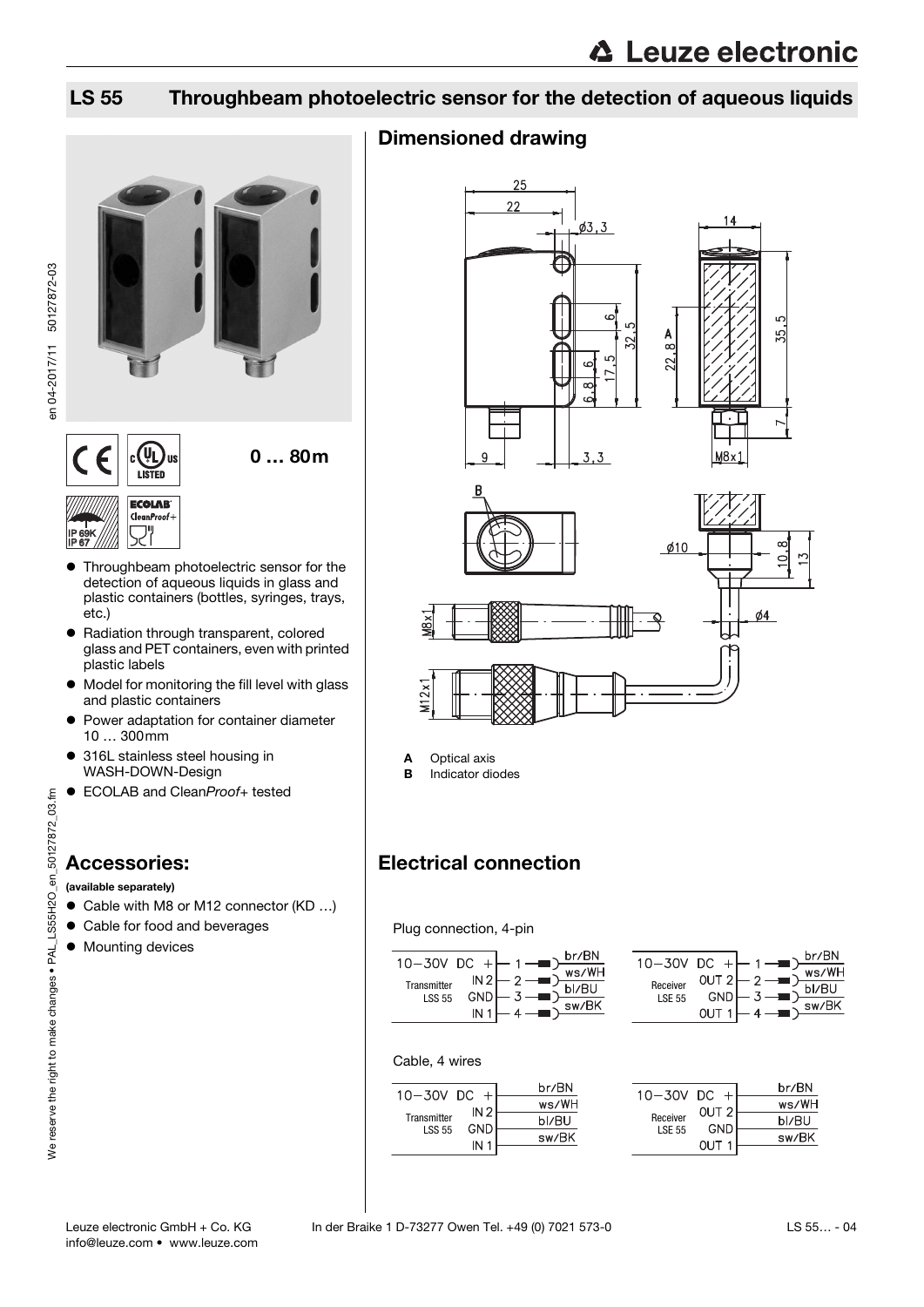# LS 55 Throughbeam photoelectric sensor for the detection of aqueous liquids

**0 … 80m**

- Throughbeam photoelectric sensor for the detection of aqueous liquids in glass and plastic containers (bottles, syringes, trays, etc.)
- Radiation through transparent, colored glass and PET containers, even with printed plastic labels
- Model for monitoring the fill level with glass and plastic containers
- Power adaptation for container diameter 10 … 300mm
- 316L stainless steel housing in WASH-DOWN-Design
- ECOLAB and Clean*Proof*+ tested

## Accessories:

**(available separately)**

- Cable with M8 or M12 connector (KD …)
- Cable for food and beverages
- Mounting devices

## Dimensioned drawing

**A** Optical axis
**B** Indicator diodes

## Electrical connection

Plug connection, 4-pin

| Transmitter LS 55 | Pin | Wire |
|---|---|---|
| 10-30V DC + | 1 | br/BN |
| IN 2 | 2 | ws/WH |
| GND | 3 | bl/BU |
| IN 1 | 4 | sw/BK |

| Receiver LSE 55 | Pin | Wire |
|---|---|---|
| 10-30V DC + | 1 | br/BN |
| OUT 2 | 2 | ws/WH |
| GND | 3 | bl/BU |
| OUT 1 | 4 | sw/BK |

Cable, 4 wires

| Transmitter LSS 55 | Wire |
|---|---|
| 10-30V DC + | br/BN |
| IN 2 | ws/WH |
| GND | bl/BU |
| IN 1 | sw/BK |

| Receiver LSE 55 | Wire |
|---|---|
| 10-30V DC + | br/BN |
| OUT 2 | ws/WH |
| GND | bl/BU |
| OUT 1 | sw/BK |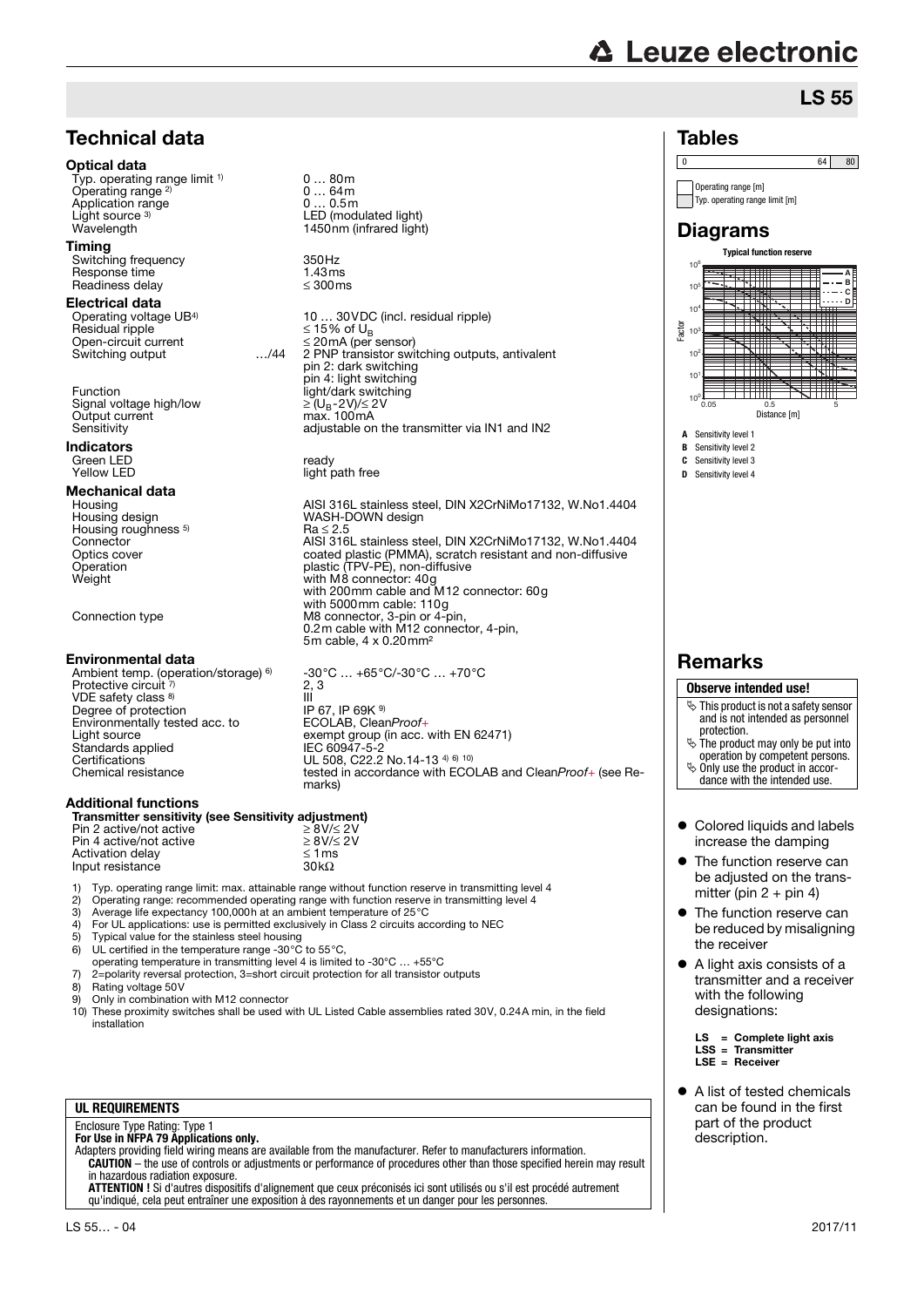# LS 55

## Technical data

### Optical data

| | |
|---|---|
| Typ. operating range limit [1] | 0 … 80m |
| Operating range [2] | 0 … 64m |
| Application range | 0 … 0.5m |
| Light source [3] | LED (modulated light) |
| Wavelength | 1450nm (infrared light) |

### Timing

| | |
|---|---|
| Switching frequency | 350Hz |
| Response time | 1.43ms |
| Readiness delay | ≤ 300ms |

### Electrical data

| | | |
|---|---|---|
| Operating voltage UB[4] | | 10 … 30VDC (incl. residual ripple) |
| Residual ripple | | ≤ 15% of $U_B$ |
| Open-circuit current | | ≤ 20mA (per sensor) |
| Switching output | …/44 | 2 PNP transistor switching outputs, antivalent<br>pin 2: dark switching<br>pin 4: light switching |
| Function | | light/dark switching |
| Signal voltage high/low | | ≥ ($U_B$-2V)/≤ 2V |
| Output current | | max. 100mA |
| Sensitivity | | adjustable on the transmitter via IN1 and IN2 |

### Indicators

| | |
|---|---|
| Green LED | ready |
| Yellow LED | light path free |

### Mechanical data

| | |
|---|---|
| Housing | AISI 316L stainless steel, DIN X2CrNiMo17132, W.No1.4404 |
| Housing design | WASH-DOWN design |
| Housing roughness [5] | Ra ≤ 2.5 |
| Connector | AISI 316L stainless steel, DIN X2CrNiMo17132, W.No1.4404 |
| Optics cover | coated plastic (PMMA), scratch resistant and non-diffusive |
| Operation | plastic (TPV-PE), non-diffusive |
| Weight | with M8 connector: 40g<br>with 200mm cable and M12 connector: 60g<br>with 5000mm cable: 110g |
| Connection type | M8 connector, 3-pin or 4-pin,<br>0.2m cable with M12 connector, 4-pin,<br>5m cable, 4 x 0.20mm² |

### Environmental data

| | |
|---|---|
| Ambient temp. (operation/storage) [6] | -30°C … +65°C/-30°C … +70°C |
| Protective circuit [7] | 2, 3 |
| VDE safety class [8] | III |
| Degree of protection | IP 67, IP 69K [9] |
| Environmentally tested acc. to | ECOLAB, Clean*Proof+* |
| Light source | exempt group (in acc. with EN 62471) |
| Standards applied | IEC 60947-5-2 |
| Certifications | UL 508, C22.2 No.14-13 [4) 6) 10)] |
| Chemical resistance | tested in accordance with ECOLAB and Clean*Proof+* (see Remarks) |

### Additional functions

**Transmitter sensitivity (see Sensitivity adjustment)**

| | |
|---|---|
| Pin 2 active/not active | ≥ 8V/≤ 2V |
| Pin 4 active/not active | ≥ 8V/≤ 2V |
| Activation delay | ≤ 1ms |
| Input resistance | 30kΩ |

1) Typ. operating range limit: max. attainable range without function reserve in transmitting level 4
2) Operating range: recommended operating range with function reserve in transmitting level 4
3) Average life expectancy 100,000h at an ambient temperature of 25°C
4) For UL applications: use is permitted exclusively in Class 2 circuits according to NEC
5) Typical value for the stainless steel housing
6) UL certified in the temperature range -30°C to 55°C,
operating temperature in transmitting level 4 is limited to -30°C … +55°C
7) 2=polarity reversal protection, 3=short circuit protection for all transistor outputs
8) Rating voltage 50V
9) Only in combination with M12 connector
10) These proximity switches shall be used with UL Listed Cable assemblies rated 30V, 0.24A min, in the field installation

**UL REQUIREMENTS**

Enclosure Type Rating: Type 1
**For Use in NFPA 79 Applications only.**
Adapters providing field wiring means are available from the manufacturer. Refer to manufacturers information.
**CAUTION** – the use of controls or adjustments or performance of procedures other than those specified herein may result in hazardous radiation exposure.
**ATTENTION !** Si d'autres dispositifs d'alignement que ceux préconisés ici sont utilisés ou s'il est procédé autrement qu'indiqué, cela peut entraîner une exposition à des rayonnements et un danger pour les personnes.

## Tables

| 0 | 64 | 80 |
|---|---|---|

Operating range [m]
Typ. operating range limit [m]

## Diagrams

**Typical function reserve**

Factor; Distance [m]

**A** Sensitivity level 1
**B** Sensitivity level 2
**C** Sensitivity level 3
**D** Sensitivity level 4

## Remarks

**Observe intended use!**

- This product is not a safety sensor and is not intended as personnel protection.
- The product may only be put into operation by competent persons.
- Only use the product in accordance with the intended use.

- Colored liquids and labels increase the damping
- The function reserve can be adjusted on the transmitter (pin 2 + pin 4)
- The function reserve can be reduced by misaligning the receiver
- A light axis consists of a transmitter and a receiver with the following designations:

  **LS = Complete light axis**
  **LSS = Transmitter**
  **LSE = Receiver**

- A list of tested chemicals can be found in the first part of the product description.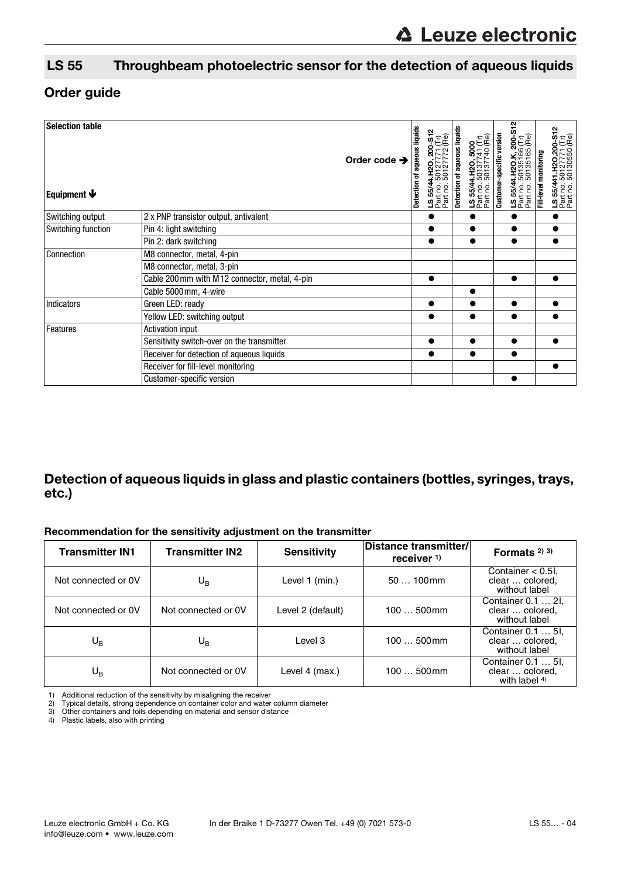## LS 55 Throughbeam photoelectric sensor for the detection of aqueous liquids

## Order guide

| Selection table | Order code ➔ | Detection of aqueous liquids<br>LS 55/44.H2O, 200-S12<br>Part no. 50127771 (Tr)<br>Part no. 50127772 (Re) | Detection of aqueous liquids<br>LS 55/44.H2O, 5000<br>Part no. 50137741 (Tr)<br>Part no. 50137740 (Re) | Customer-specific version<br>LS 55/44.H2O.K, 200-S12<br>Part no. 50135166 (Tr)<br>Part no. 50135165 (Re) | Fill-level monitoring<br>LS 55/441.H2O,200-S12<br>Part no. 50127771 (Tr)<br>Part no. 50130550 (Re) |
|---|---|---|---|---|---|
| **Equipment ↓** | | | | | |
| Switching output | 2 x PNP transistor output, antivalent | ● | ● | ● | ● |
| Switching function | Pin 4: light switching | ● | ● | ● | ● |
| | Pin 2: dark switching | ● | ● | ● | ● |
| Connection | M8 connector, metal, 4-pin | | | | |
| | M8 connector, metal, 3-pin | | | | |
| | Cable 200mm with M12 connector, metal, 4-pin | ● | | ● | ● |
| | Cable 5000mm, 4-wire | | ● | | |
| Indicators | Green LED: ready | ● | ● | ● | ● |
| | Yellow LED: switching output | ● | ● | ● | ● |
| Features | Activation input | | | | |
| | Sensitivity switch-over on the transmitter | ● | ● | ● | ● |
| | Receiver for detection of aqueous liquids | ● | ● | ● | |
| | Receiver for fill-level monitoring | | | | ● |
| | Customer-specific version | | | ● | |

## Detection of aqueous liquids in glass and plastic containers (bottles, syringes, trays, etc.)

### Recommendation for the sensitivity adjustment on the transmitter

| Transmitter IN1 | Transmitter IN2 | Sensitivity | Distance transmitter/ receiver [1] | Formats [2] [3] |
|---|---|---|---|---|
| Not connected or 0V | $U_B$ | Level 1 (min.) | 50 … 100mm | Container < 0.5l, clear … colored, without label |
| Not connected or 0V | Not connected or 0V | Level 2 (default) | 100 … 500mm | Container 0.1 … 2l, clear … colored, without label |
| $U_B$ | $U_B$ | Level 3 | 100 … 500mm | Container 0.1 … 5l, clear … colored, without label |
| $U_B$ | Not connected or 0V | Level 4 (max.) | 100 … 500mm | Container 0.1 … 5l, clear … colored, with label [4] |

1) Additional reduction of the sensitivity by misaligning the receiver
2) Typical details, strong dependence on container color and water column diameter
3) Other containers and foils depending on material and sensor distance
4) Plastic labels, also with printing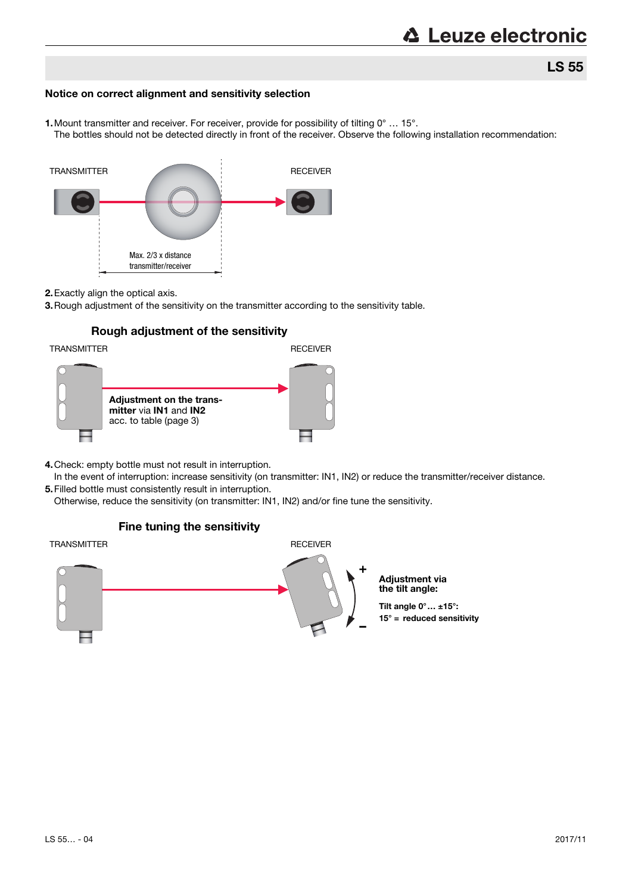## Notice on correct alignment and sensitivity selection

**1.** Mount transmitter and receiver. For receiver, provide for possibility of tilting 0° … 15°.
The bottles should not be detected directly in front of the receiver. Observe the following installation recommendation:

TRANSMITTER RECEIVER

Max. 2/3 x distance transmitter/receiver

**2.** Exactly align the optical axis.

**3.** Rough adjustment of the sensitivity on the transmitter according to the sensitivity table.

### Rough adjustment of the sensitivity

TRANSMITTER RECEIVER

**Adjustment on the transmitter** via **IN1** and **IN2** acc. to table (page 3)

**4.** Check: empty bottle must not result in interruption.
In the event of interruption: increase sensitivity (on transmitter: IN1, IN2) or reduce the transmitter/receiver distance.

**5.** Filled bottle must consistently result in interruption.
Otherwise, reduce the sensitivity (on transmitter: IN1, IN2) and/or fine tune the sensitivity.

### Fine tuning the sensitivity

TRANSMITTER RECEIVER

**Adjustment via the tilt angle:**

**Tilt angle 0°… ±15°:**
**15° = reduced sensitivity**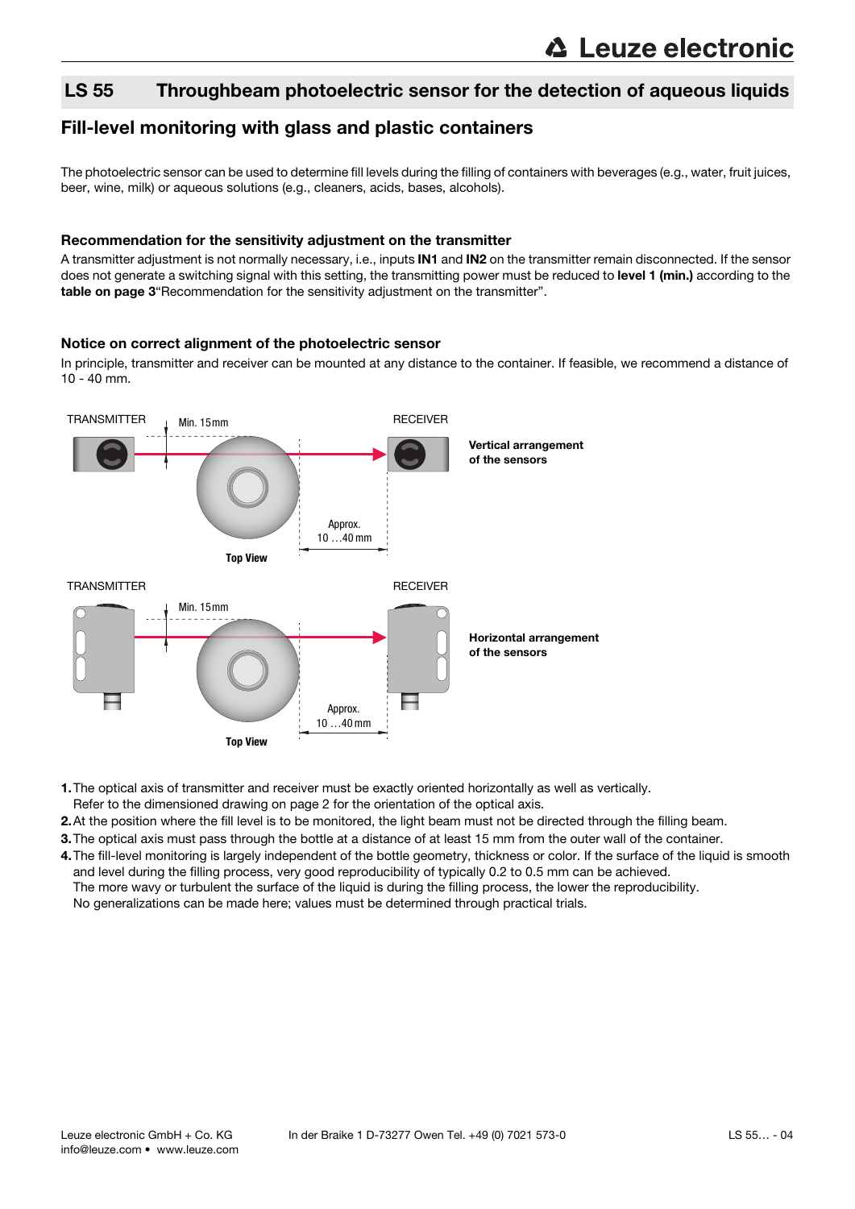# LS 55 Throughbeam photoelectric sensor for the detection of aqueous liquids

## Fill-level monitoring with glass and plastic containers

The photoelectric sensor can be used to determine fill levels during the filling of containers with beverages (e.g., water, fruit juices, beer, wine, milk) or aqueous solutions (e.g., cleaners, acids, bases, alcohols).

### Recommendation for the sensitivity adjustment on the transmitter

A transmitter adjustment is not normally necessary, i.e., inputs **IN1** and **IN2** on the transmitter remain disconnected. If the sensor does not generate a switching signal with this setting, the transmitting power must be reduced to **level 1 (min.)** according to the **table on page 3**"Recommendation for the sensitivity adjustment on the transmitter".

### Notice on correct alignment of the photoelectric sensor

In principle, transmitter and receiver can be mounted at any distance to the container. If feasible, we recommend a distance of 10 - 40 mm.

TRANSMITTER  Min. 15mm  RECEIVER  Approx. 10 …40mm  Top View

**Vertical arrangement of the sensors**

TRANSMITTER  Min. 15mm  RECEIVER  Approx. 10 …40mm  Top View

**Horizontal arrangement of the sensors**

1. The optical axis of transmitter and receiver must be exactly oriented horizontally as well as vertically. Refer to the dimensioned drawing on page 2 for the orientation of the optical axis.
2. At the position where the fill level is to be monitored, the light beam must not be directed through the filling beam.
3. The optical axis must pass through the bottle at a distance of at least 15 mm from the outer wall of the container.
4. The fill-level monitoring is largely independent of the bottle geometry, thickness or color. If the surface of the liquid is smooth and level during the filling process, very good reproducibility of typically 0.2 to 0.5 mm can be achieved. The more wavy or turbulent the surface of the liquid is during the filling process, the lower the reproducibility. No generalizations can be made here; values must be determined through practical trials.